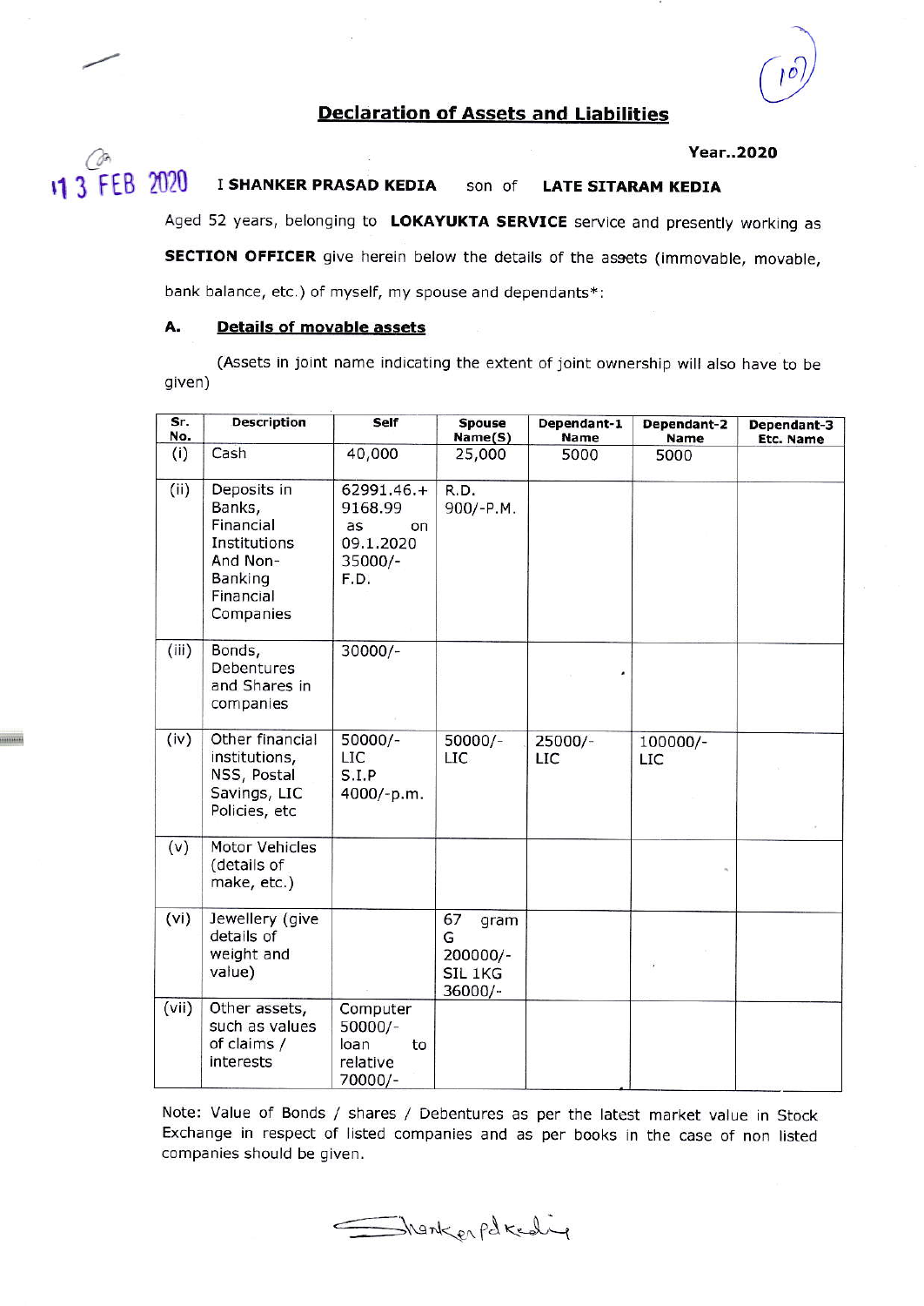## Declaration of Assets and Liabilities

**Year..2020**

13 FEB 2020

I **SHANKER PRASAD KEDIA** son of **LATE SITARAM KEDIA**

Aged 52 years, belonging to **LOKAYUKTA SERVICE** service and presently working as **SECTION OFFICER** give herein below the details of the assets (immovable, movable, bank balance, etc.) of myself, my spouse and dependants*:

**A. Details of movable assets**

(Assets in joint name indicating the extent of joint ownership will also have to be given)

| Sr. No. | Description | Self | Spouse Name(S) | Dependant-1 Name | Dependant-2 Name | Dependant-3 Etc. Name |
|---|---|---|---|---|---|---|
| (i) | Cash | 40,000 | 25,000 | 5000 | 5000 | |
| (ii) | Deposits in Banks, Financial Institutions And Non-Banking Financial Companies | 62991.46.+ 9168.99 as on 09.1.2020 35000/- F.D. | R.D. 900/-P.M. | | | |
| (iii) | Bonds, Debentures and Shares in companies | 30000/- | | | | |
| (iv) | Other financial institutions, NSS, Postal Savings, LIC Policies, etc | 50000/- LIC S.I.P 4000/-p.m. | 50000/- LIC | 25000/- LIC | 100000/- LIC | |
| (v) | Motor Vehicles (details of make, etc.) | | | | | |
| (vi) | Jewellery (give details of weight and value) | | 67 gram G 200000/- SIL 1KG 36000/- | | | |
| (vii) | Other assets, such as values of claims / interests | Computer 50000/- loan to relative 70000/- | | | | |

Note: Value of Bonds / shares / Debentures as per the latest market value in Stock Exchange in respect of listed companies and as per books in the case of non listed companies should be given.

Shanker Pd Kedia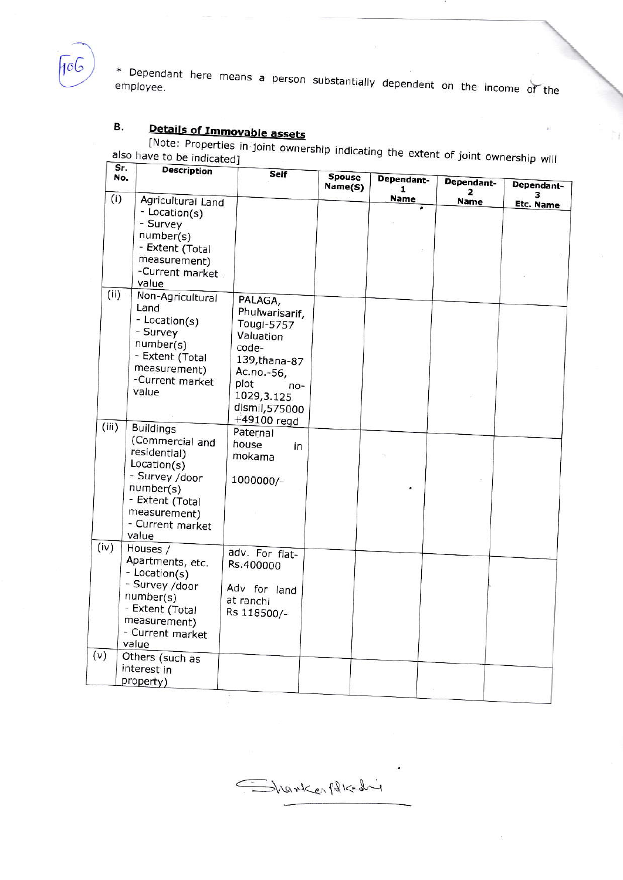* Dependant here means a person substantially dependent on the income of the employee.

**B. Details of Immovable assets**

[Note: Properties in joint ownership indicating the extent of joint ownership will also have to be indicated]

| Sr. No. | Description | Self | Spouse Name(S) | Dependant-1 Name | Dependant-2 Name | Dependant-3 Etc. Name |
|---|---|---|---|---|---|---|
| (i) | Agricultural Land - Location(s) - Survey number(s) - Extent (Total measurement) -Current market value | | | | | |
| (ii) | Non-Agricultural Land - Location(s) - Survey number(s) - Extent (Total measurement) -Current market value | PALAGA, Phulwarisarif, Tougi-5757 Valuation code-139,thana-87 Ac.no.-56, plot no-1029,3.125 dismil,575000 +49100 regd | | | | |
| (iii) | Buildings (Commercial and residential) Location(s) - Survey /door number(s) - Extent (Total measurement) - Current market value | Paternal house in mokama 1000000/- | | | | |
| (iv) | Houses / Apartments, etc. - Location(s) - Survey /door number(s) - Extent (Total measurement) - Current market value | adv. For flat-Rs.400000 Adv for land at ranchi Rs 118500/- | | | | |
| (v) | Others (such as interest in property) | | | | | |

Shanker Pd Kedia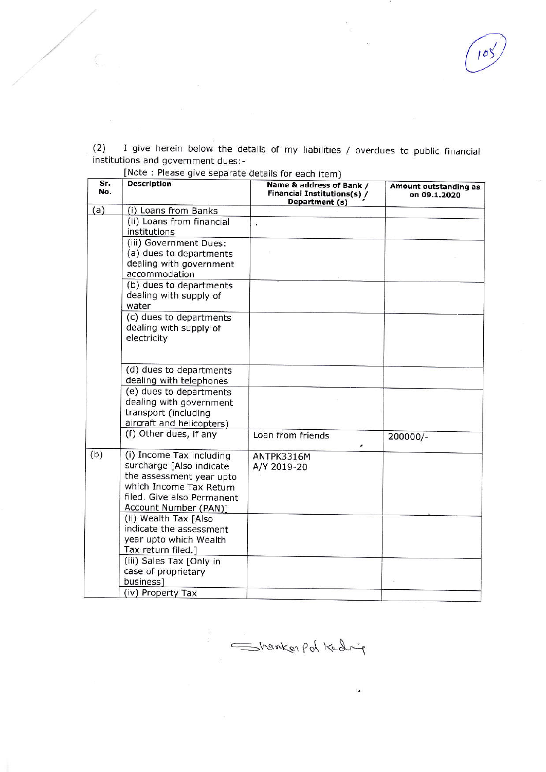(2) I give herein below the details of my liabilities / overdues to public financial institutions and government dues:-

[Note : Please give separate details for each item)

| Sr. No. | Description | Name & address of Bank / Financial Institutions(s) / Department (s) | Amount outstanding as on 09.1.2020 |
|---|---|---|---|
| (a) | (i) Loans from Banks | | |
| | (ii) Loans from financial institutions | . | |
| | (iii) Government Dues: (a) dues to departments dealing with government accommodation | | |
| | (b) dues to departments dealing with supply of water | | |
| | (c) dues to departments dealing with supply of electricity | | |
| | (d) dues to departments dealing with telephones | | |
| | (e) dues to departments dealing with government transport (including aircraft and helicopters) | | |
| | (f) Other dues, if any | Loan from friends | 200000/- |
| (b) | (i) Income Tax including surcharge [Also indicate the assessment year upto which Income Tax Return filed. Give also Permanent Account Number (PAN)] | ANTPK3316M A/Y 2019-20 | |
| | (ii) Wealth Tax [Also indicate the assessment year upto which Wealth Tax return filed.] | | |
| | (iii) Sales Tax [Only in case of proprietary business] | | |
| | (iv) Property Tax | | |

Shanker Pd Kedia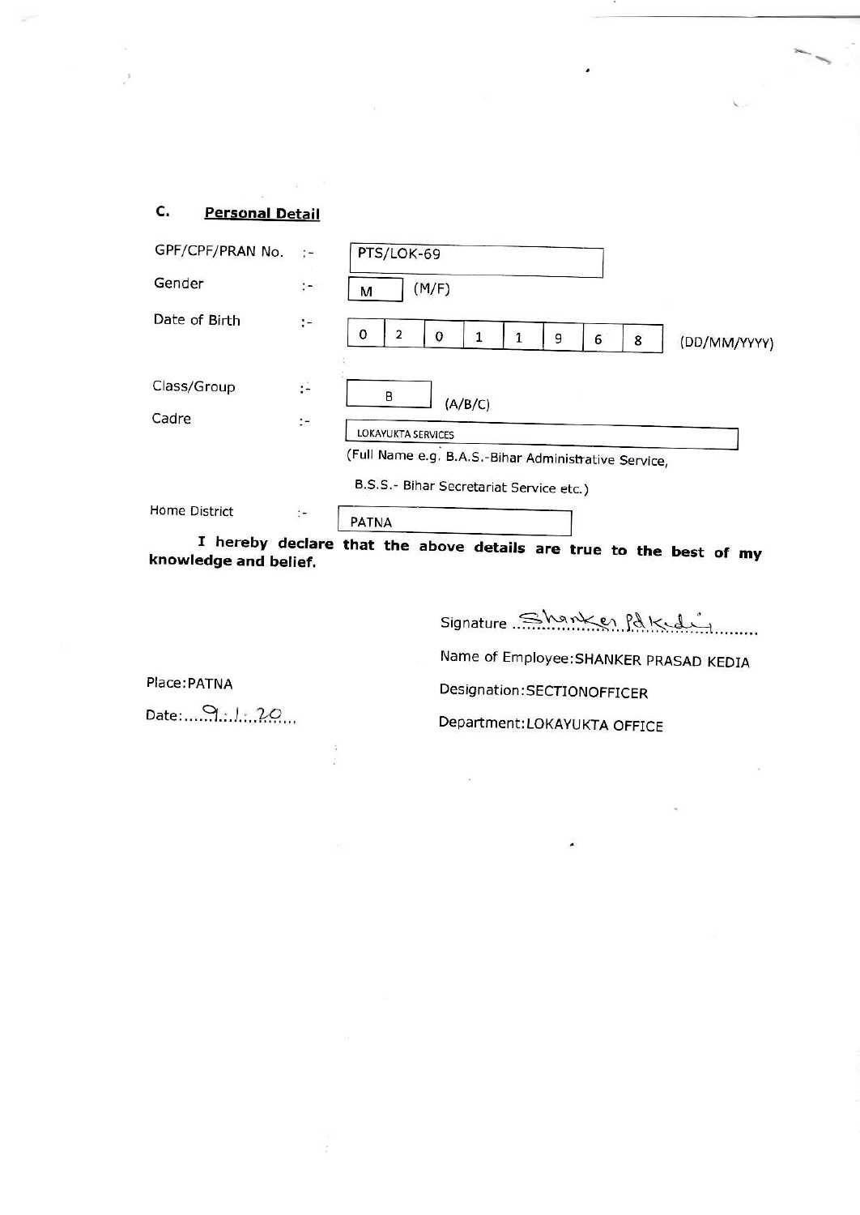## C. Personal Detail

| | | |
|---|---|---|
| GPF/CPF/PRAN No. | :- | PTS/LOK-69 |
| Gender | :- | M (M/F) |
| Date of Birth | :- | 0 2 0 1 1 9 6 8 (DD/MM/YYYY) |
| Class/Group | :- | B (A/B/C) |
| Cadre | :- | LOKAYUKTA SERVICES |
| | | (Full Name e.g. B.A.S.-Bihar Administrative Service, B.S.S.- Bihar Secretariat Service etc.) |
| Home District | :- | PATNA |

**I hereby declare that the above details are true to the best of my knowledge and belief.**

Signature ....Shanker Pd Kedia.........

Name of Employee:SHANKER PRASAD KEDIA

Place:PATNA

Designation:SECTIONOFFICER

Date:....9.1.20....

Department:LOKAYUKTA OFFICE